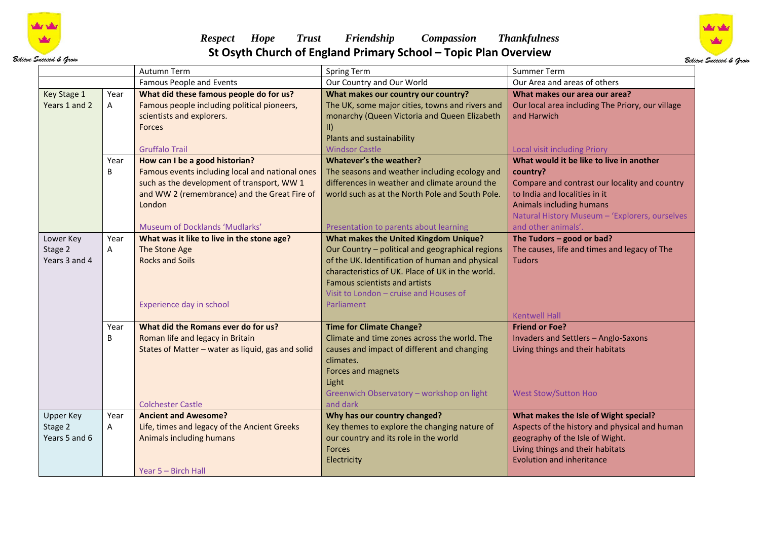*Respect Hope Trust Friendship Compassion Thankfulness*

## St Osyth Church of England Primary School – Topic Plan Overview

Believe Succeed & Grow

| | | Autumn Term | Spring Term | Summer Term |
|---|---|---|---|---|
| | | Famous People and Events | Our Country and Our World | Our Area and areas of others |
| Key Stage 1 Years 1 and 2 | Year A | **What did these famous people do for us?** Famous people including political pioneers, scientists and explorers. Forces Gruffalo Trail | **What makes our country our country?** The UK, some major cities, towns and rivers and monarchy (Queen Victoria and Queen Elizabeth II) Plants and sustainability Windsor Castle | **What makes our area our area?** Our local area including The Priory, our village and Harwich Local visit including Priory |
| | Year B | **How can I be a good historian?** Famous events including local and national ones such as the development of transport, WW 1 and WW 2 (remembrance) and the Great Fire of London Museum of Docklands 'Mudlarks' | **Whatever's the weather?** The seasons and weather including ecology and differences in weather and climate around the world such as at the North Pole and South Pole. Presentation to parents about learning | **What would it be like to live in another country?** Compare and contrast our locality and country to India and localities in it Animals including humans Natural History Museum – 'Explorers, ourselves and other animals'. |
| Lower Key Stage 2 Years 3 and 4 | Year A | **What was it like to live in the stone age?** The Stone Age Rocks and Soils Experience day in school | **What makes the United Kingdom Unique?** Our Country – political and geographical regions of the UK. Identification of human and physical characteristics of UK. Place of UK in the world. Famous scientists and artists Visit to London – cruise and Houses of Parliament | **The Tudors – good or bad?** The causes, life and times and legacy of The Tudors Kentwell Hall |
| | Year B | **What did the Romans ever do for us?** Roman life and legacy in Britain States of Matter – water as liquid, gas and solid Colchester Castle | **Time for Climate Change?** Climate and time zones across the world. The causes and impact of different and changing climates. Forces and magnets Light Greenwich Observatory – workshop on light and dark | **Friend or Foe?** Invaders and Settlers – Anglo-Saxons Living things and their habitats West Stow/Sutton Hoo |
| Upper Key Stage 2 Years 5 and 6 | Year A | **Ancient and Awesome?** Life, times and legacy of the Ancient Greeks Animals including humans Year 5 – Birch Hall | **Why has our country changed?** Key themes to explore the changing nature of our country and its role in the world Forces Electricity | **What makes the Isle of Wight special?** Aspects of the history and physical and human geography of the Isle of Wight. Living things and their habitats Evolution and inheritance |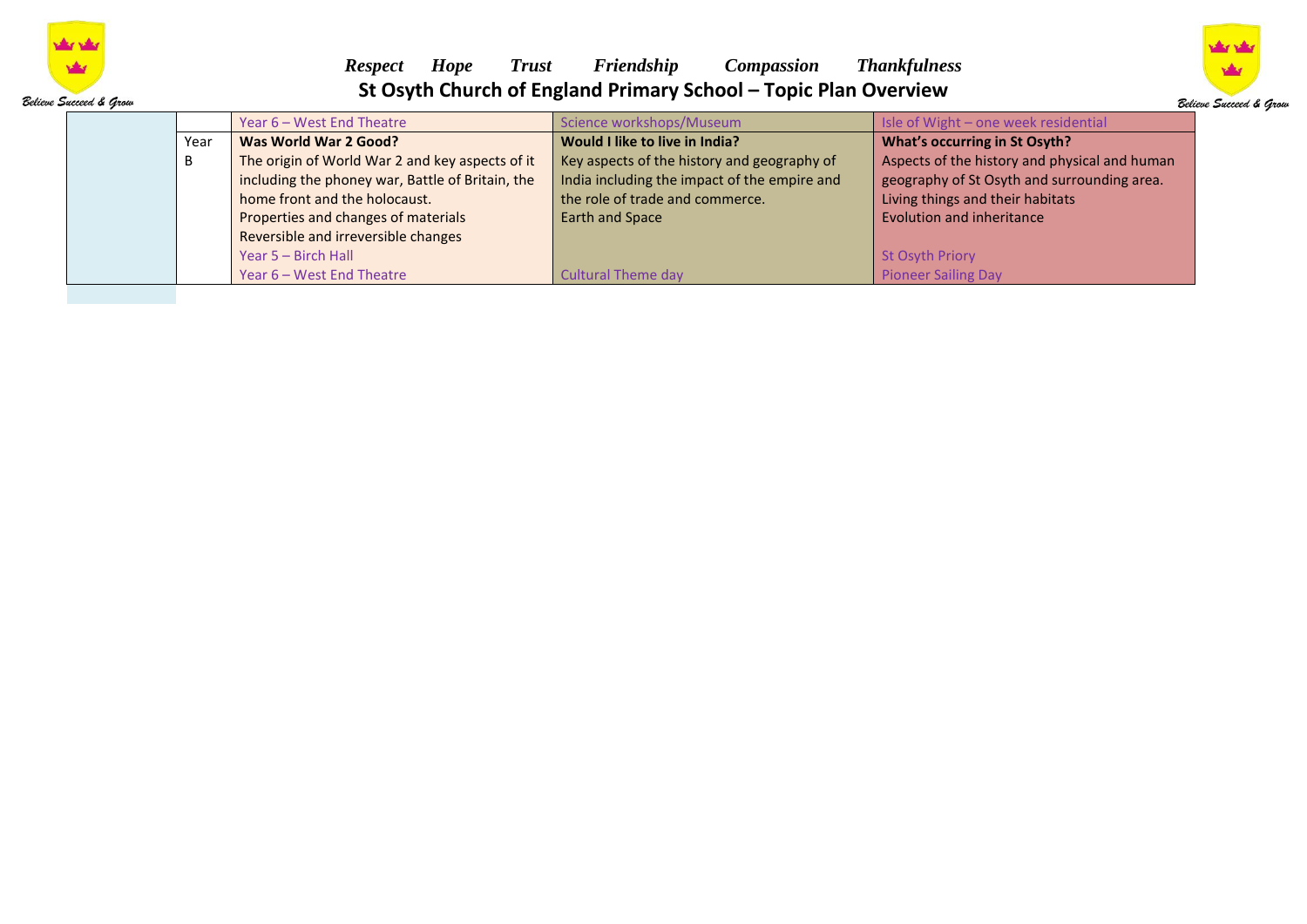*Respect Hope Trust Friendship Compassion Thankfulness*

**St Osyth Church of England Primary School – Topic Plan Overview**

| | | | | |
|---|---|---|---|---|
| | | Year 6 – West End Theatre | Science workshops/Museum | Isle of Wight – one week residential |
| | Year B | **Was World War 2 Good?**<br>The origin of World War 2 and key aspects of it including the phoney war, Battle of Britain, the home front and the holocaust.<br>Properties and changes of materials<br>Reversible and irreversible changes<br>Year 5 – Birch Hall<br>Year 6 – West End Theatre | **Would I like to live in India?**<br>Key aspects of the history and geography of India including the impact of the empire and the role of trade and commerce.<br>Earth and Space<br>Cultural Theme day | **What's occurring in St Osyth?**<br>Aspects of the history and physical and human geography of St Osyth and surrounding area.<br>Living things and their habitats<br>Evolution and inheritance<br>St Osyth Priory<br>Pioneer Sailing Day |